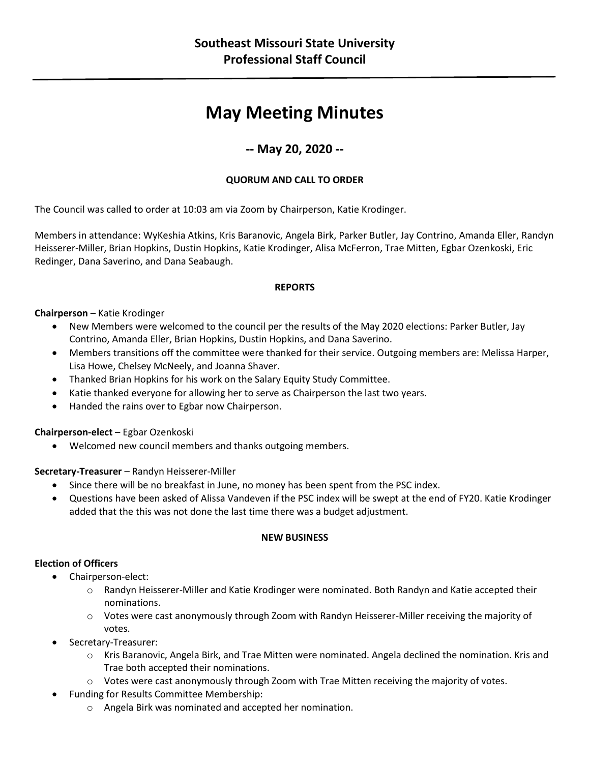**Southeast Missouri State University**
**Professional Staff Council**

---

# May Meeting Minutes

## -- May 20, 2020 --

### QUORUM AND CALL TO ORDER

The Council was called to order at 10:03 am via Zoom by Chairperson, Katie Krodinger.

Members in attendance: WyKeshia Atkins, Kris Baranovic, Angela Birk, Parker Butler, Jay Contrino, Amanda Eller, Randyn Heisserer-Miller, Brian Hopkins, Dustin Hopkins, Katie Krodinger, Alisa McFerron, Trae Mitten, Egbar Ozenkoski, Eric Redinger, Dana Saverino, and Dana Seabaugh.

### REPORTS

**Chairperson** – Katie Krodinger

- New Members were welcomed to the council per the results of the May 2020 elections: Parker Butler, Jay Contrino, Amanda Eller, Brian Hopkins, Dustin Hopkins, and Dana Saverino.
- Members transitions off the committee were thanked for their service. Outgoing members are: Melissa Harper, Lisa Howe, Chelsey McNeely, and Joanna Shaver.
- Thanked Brian Hopkins for his work on the Salary Equity Study Committee.
- Katie thanked everyone for allowing her to serve as Chairperson the last two years.
- Handed the rains over to Egbar now Chairperson.

**Chairperson-elect** – Egbar Ozenkoski

- Welcomed new council members and thanks outgoing members.

**Secretary-Treasurer** – Randyn Heisserer-Miller

- Since there will be no breakfast in June, no money has been spent from the PSC index.
- Questions have been asked of Alissa Vandeven if the PSC index will be swept at the end of FY20. Katie Krodinger added that the this was not done the last time there was a budget adjustment.

### NEW BUSINESS

**Election of Officers**

- Chairperson-elect:
  - Randyn Heisserer-Miller and Katie Krodinger were nominated. Both Randyn and Katie accepted their nominations.
  - Votes were cast anonymously through Zoom with Randyn Heisserer-Miller receiving the majority of votes.
- Secretary-Treasurer:
  - Kris Baranovic, Angela Birk, and Trae Mitten were nominated. Angela declined the nomination. Kris and Trae both accepted their nominations.
  - Votes were cast anonymously through Zoom with Trae Mitten receiving the majority of votes.
- Funding for Results Committee Membership:
  - Angela Birk was nominated and accepted her nomination.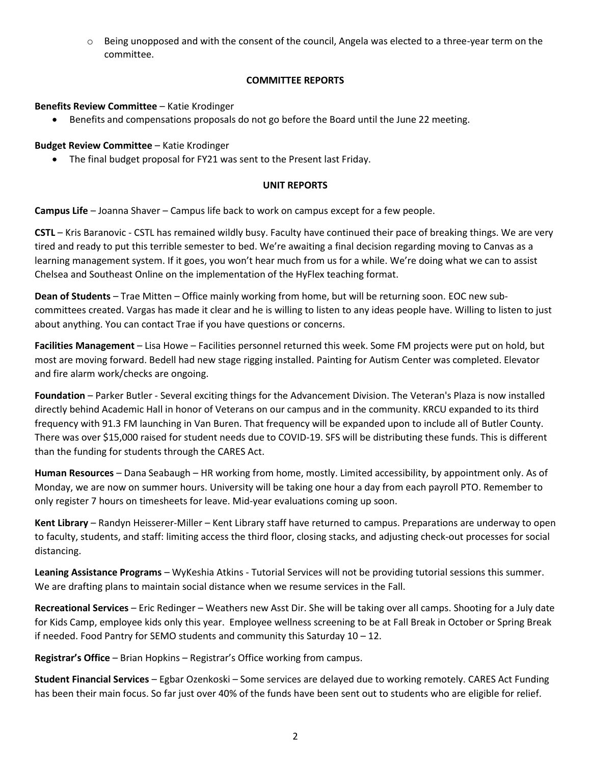- Being unopposed and with the consent of the council, Angela was elected to a three-year term on the committee.

## COMMITTEE REPORTS

**Benefits Review Committee** – Katie Krodinger

- Benefits and compensations proposals do not go before the Board until the June 22 meeting.

**Budget Review Committee** – Katie Krodinger

- The final budget proposal for FY21 was sent to the Present last Friday.

## UNIT REPORTS

**Campus Life** – Joanna Shaver – Campus life back to work on campus except for a few people.

**CSTL** – Kris Baranovic - CSTL has remained wildly busy. Faculty have continued their pace of breaking things. We are very tired and ready to put this terrible semester to bed. We're awaiting a final decision regarding moving to Canvas as a learning management system. If it goes, you won't hear much from us for a while. We're doing what we can to assist Chelsea and Southeast Online on the implementation of the HyFlex teaching format.

**Dean of Students** – Trae Mitten – Office mainly working from home, but will be returning soon. EOC new sub-committees created. Vargas has made it clear and he is willing to listen to any ideas people have. Willing to listen to just about anything. You can contact Trae if you have questions or concerns.

**Facilities Management** – Lisa Howe – Facilities personnel returned this week. Some FM projects were put on hold, but most are moving forward. Bedell had new stage rigging installed. Painting for Autism Center was completed. Elevator and fire alarm work/checks are ongoing.

**Foundation** – Parker Butler - Several exciting things for the Advancement Division. The Veteran's Plaza is now installed directly behind Academic Hall in honor of Veterans on our campus and in the community. KRCU expanded to its third frequency with 91.3 FM launching in Van Buren. That frequency will be expanded upon to include all of Butler County. There was over $15,000 raised for student needs due to COVID-19. SFS will be distributing these funds. This is different than the funding for students through the CARES Act.

**Human Resources** – Dana Seabaugh – HR working from home, mostly. Limited accessibility, by appointment only. As of Monday, we are now on summer hours. University will be taking one hour a day from each payroll PTO. Remember to only register 7 hours on timesheets for leave. Mid-year evaluations coming up soon.

**Kent Library** – Randyn Heisserer-Miller – Kent Library staff have returned to campus. Preparations are underway to open to faculty, students, and staff: limiting access the third floor, closing stacks, and adjusting check-out processes for social distancing.

**Leaning Assistance Programs** – WyKeshia Atkins - Tutorial Services will not be providing tutorial sessions this summer. We are drafting plans to maintain social distance when we resume services in the Fall.

**Recreational Services** – Eric Redinger – Weathers new Asst Dir. She will be taking over all camps. Shooting for a July date for Kids Camp, employee kids only this year. Employee wellness screening to be at Fall Break in October or Spring Break if needed. Food Pantry for SEMO students and community this Saturday 10 – 12.

**Registrar's Office** – Brian Hopkins – Registrar's Office working from campus.

**Student Financial Services** – Egbar Ozenkoski – Some services are delayed due to working remotely. CARES Act Funding has been their main focus. So far just over 40% of the funds have been sent out to students who are eligible for relief.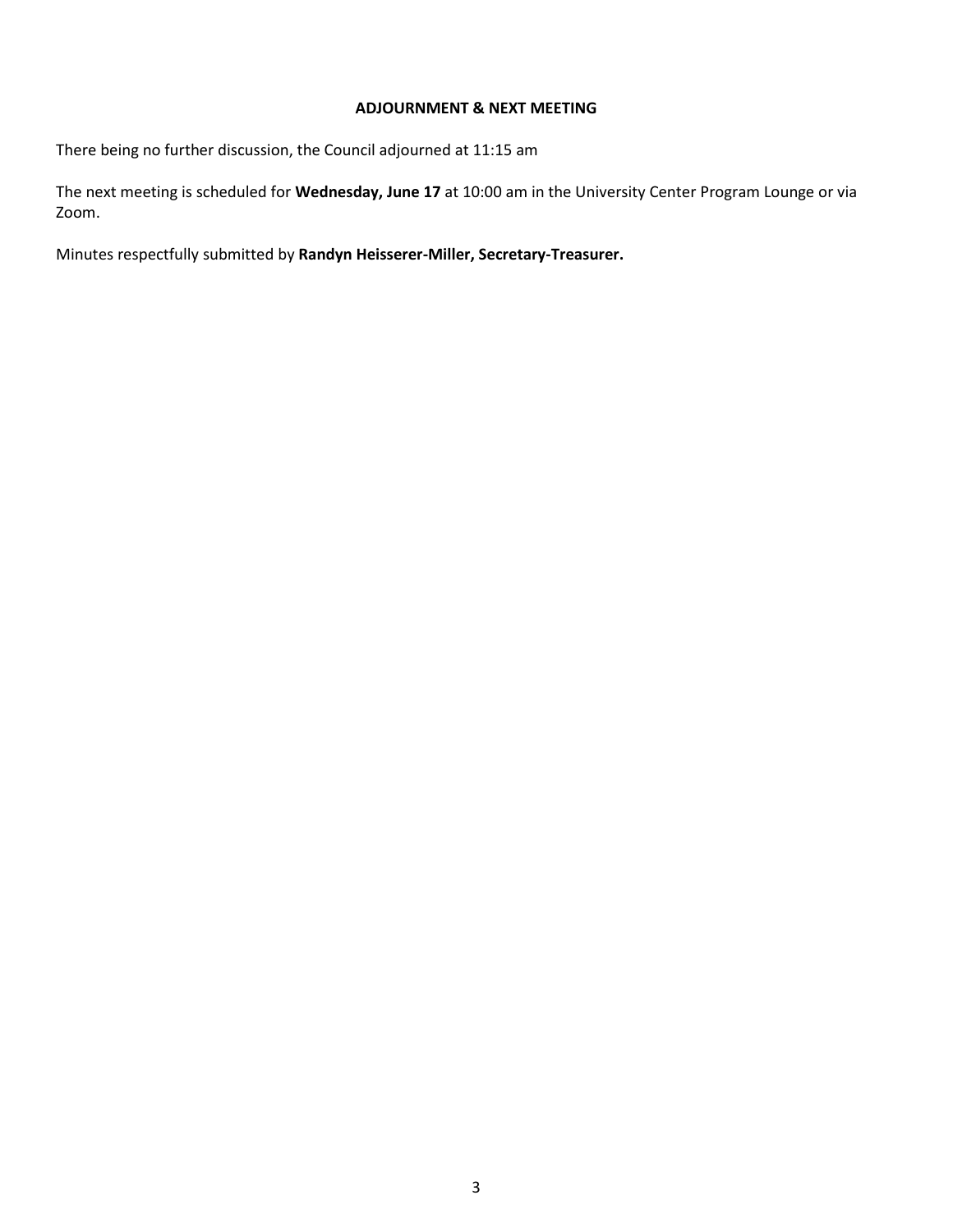## ADJOURNMENT & NEXT MEETING

There being no further discussion, the Council adjourned at 11:15 am

The next meeting is scheduled for **Wednesday, June 17** at 10:00 am in the University Center Program Lounge or via Zoom.

Minutes respectfully submitted by **Randyn Heisserer-Miller, Secretary-Treasurer.**